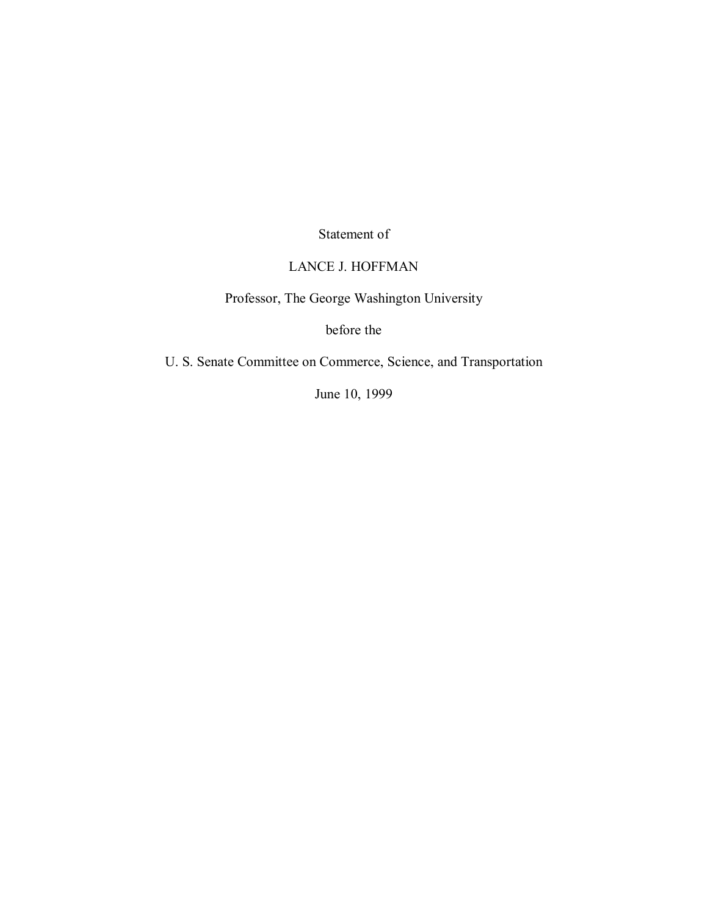Statement of

LANCE J. HOFFMAN

Professor, The George Washington University

before the

U. S. Senate Committee on Commerce, Science, and Transportation

June 10, 1999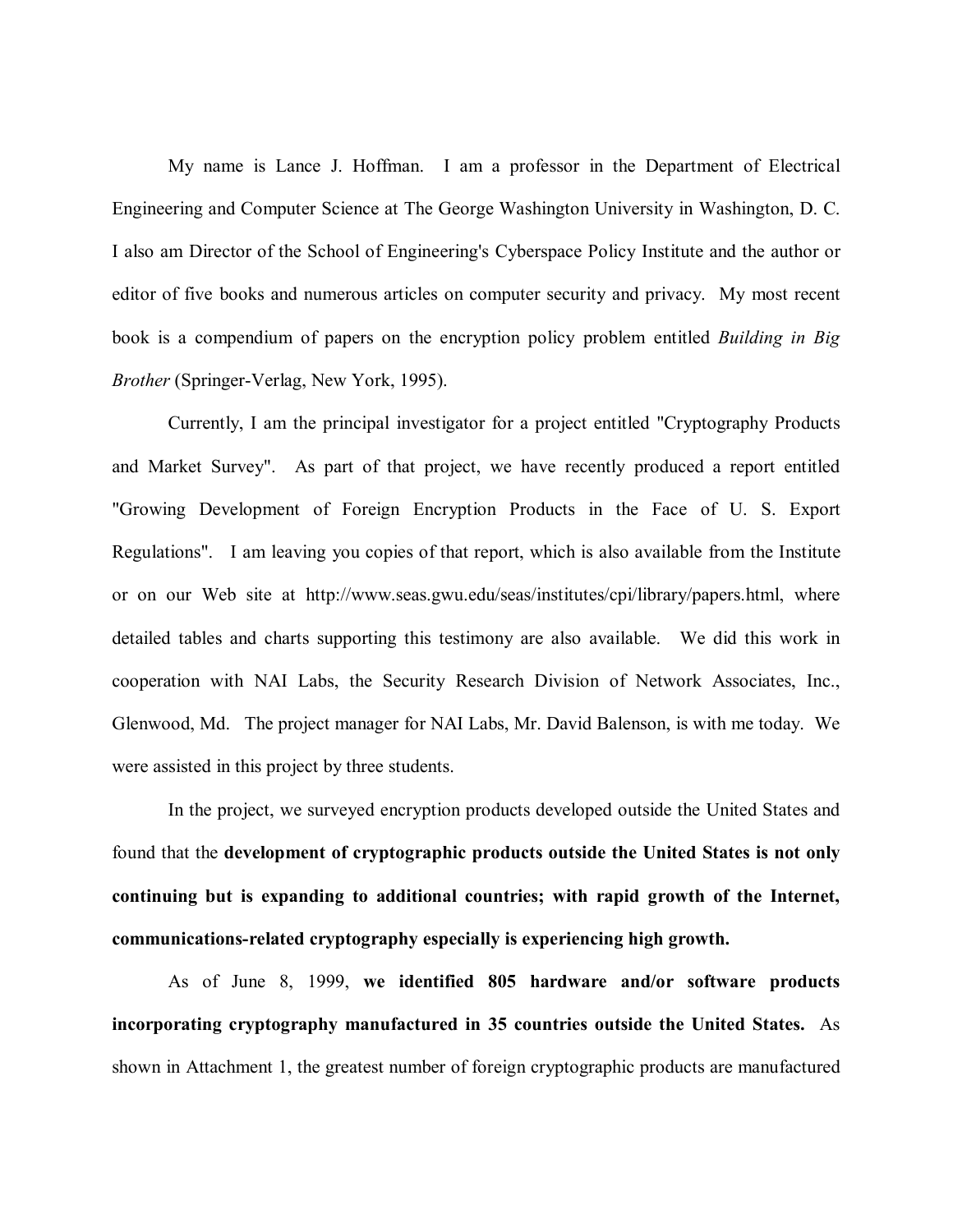My name is Lance J. Hoffman. I am a professor in the Department of Electrical Engineering and Computer Science at The George Washington University in Washington, D. C. I also am Director of the School of Engineering's Cyberspace Policy Institute and the author or editor of five books and numerous articles on computer security and privacy. My most recent book is a compendium of papers on the encryption policy problem entitled *Building in Big Brother* (Springer-Verlag, New York, 1995).

Currently, I am the principal investigator for a project entitled "Cryptography Products and Market Survey". As part of that project, we have recently produced a report entitled "Growing Development of Foreign Encryption Products in the Face of U. S. Export Regulations". I am leaving you copies of that report, which is also available from the Institute or on our Web site at http://www.seas.gwu.edu/seas/institutes/cpi/library/papers.html, where detailed tables and charts supporting this testimony are also available. We did this work in cooperation with NAI Labs, the Security Research Division of Network Associates, Inc., Glenwood, Md. The project manager for NAI Labs, Mr. David Balenson, is with me today. We were assisted in this project by three students.

In the project, we surveyed encryption products developed outside the United States and found that the **development of cryptographic products outside the United States is not only continuing but is expanding to additional countries; with rapid growth of the Internet, communications-related cryptography especially is experiencing high growth.**

As of June 8, 1999, **we identified 805 hardware and/or software products incorporating cryptography manufactured in 35 countries outside the United States.** As shown in Attachment 1, the greatest number of foreign cryptographic products are manufactured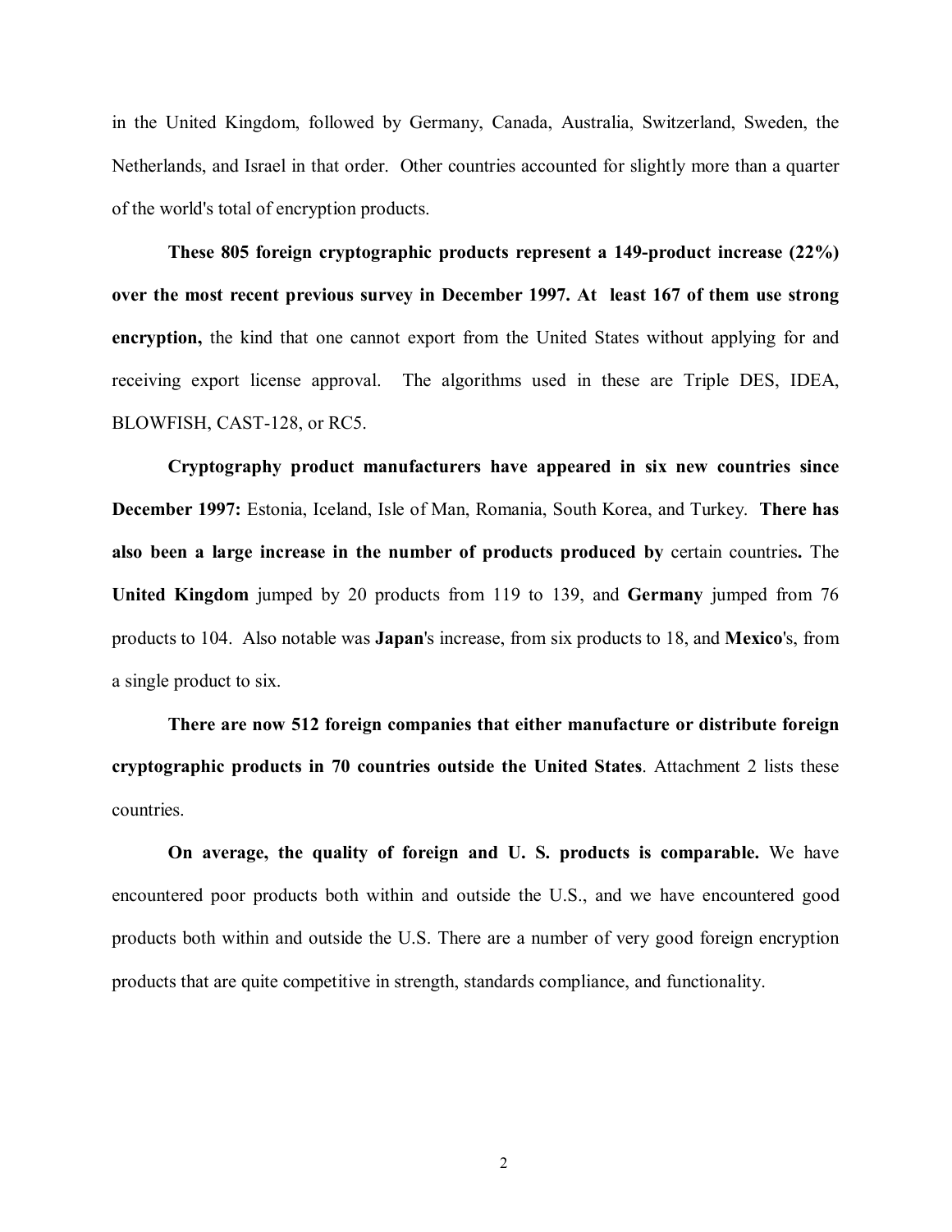in the United Kingdom, followed by Germany, Canada, Australia, Switzerland, Sweden, the Netherlands, and Israel in that order. Other countries accounted for slightly more than a quarter of the world's total of encryption products.

**These 805 foreign cryptographic products represent a 149-product increase (22%) over the most recent previous survey in December 1997. At least 167 of them use strong encryption,** the kind that one cannot export from the United States without applying for and receiving export license approval. The algorithms used in these are Triple DES, IDEA, BLOWFISH, CAST-128, or RC5.

**Cryptography product manufacturers have appeared in six new countries since December 1997:** Estonia, Iceland, Isle of Man, Romania, South Korea, and Turkey. **There has also been a large increase in the number of products produced by** certain countries**.** The **United Kingdom** jumped by 20 products from 119 to 139, and **Germany** jumped from 76 products to 104. Also notable was **Japan**'s increase, from six products to 18, and **Mexico**'s, from a single product to six.

**There are now 512 foreign companies that either manufacture or distribute foreign cryptographic products in 70 countries outside the United States**. Attachment 2 lists these countries.

**On average, the quality of foreign and U. S. products is comparable.** We have encountered poor products both within and outside the U.S., and we have encountered good products both within and outside the U.S. There are a number of very good foreign encryption products that are quite competitive in strength, standards compliance, and functionality.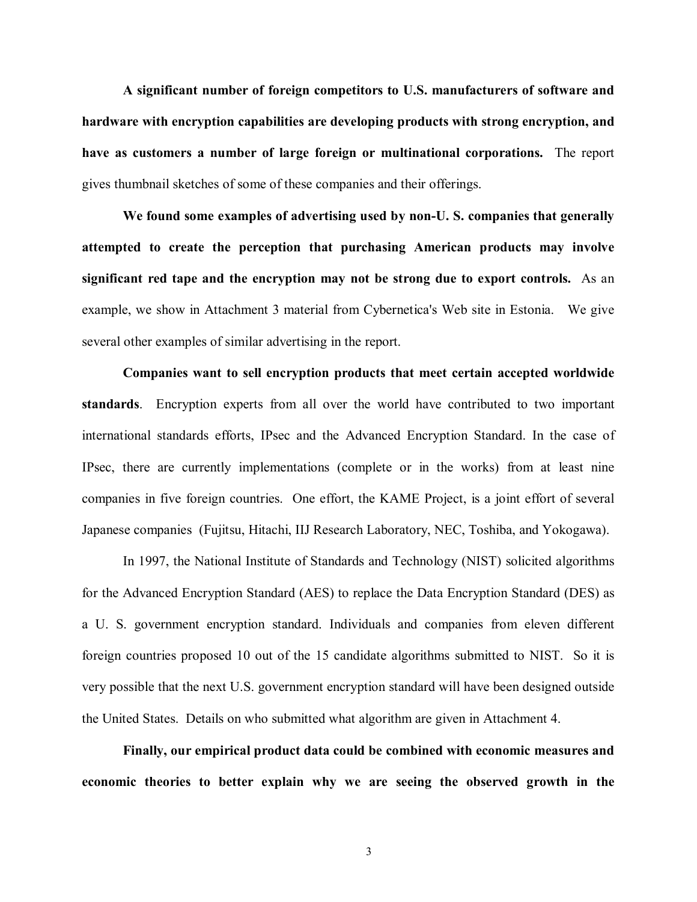**A significant number of foreign competitors to U.S. manufacturers of software and hardware with encryption capabilities are developing products with strong encryption, and have as customers a number of large foreign or multinational corporations.** The report gives thumbnail sketches of some of these companies and their offerings.

**We found some examples of advertising used by non-U. S. companies that generally attempted to create the perception that purchasing American products may involve significant red tape and the encryption may not be strong due to export controls.** As an example, we show in Attachment 3 material from Cybernetica's Web site in Estonia. We give several other examples of similar advertising in the report.

**Companies want to sell encryption products that meet certain accepted worldwide standards**. Encryption experts from all over the world have contributed to two important international standards efforts, IPsec and the Advanced Encryption Standard. In the case of IPsec, there are currently implementations (complete or in the works) from at least nine companies in five foreign countries. One effort, the KAME Project, is a joint effort of several Japanese companies (Fujitsu, Hitachi, IIJ Research Laboratory, NEC, Toshiba, and Yokogawa).

In 1997, the National Institute of Standards and Technology (NIST) solicited algorithms for the Advanced Encryption Standard (AES) to replace the Data Encryption Standard (DES) as a U. S. government encryption standard. Individuals and companies from eleven different foreign countries proposed 10 out of the 15 candidate algorithms submitted to NIST. So it is very possible that the next U.S. government encryption standard will have been designed outside the United States. Details on who submitted what algorithm are given in Attachment 4.

**Finally, our empirical product data could be combined with economic measures and economic theories to better explain why we are seeing the observed growth in the**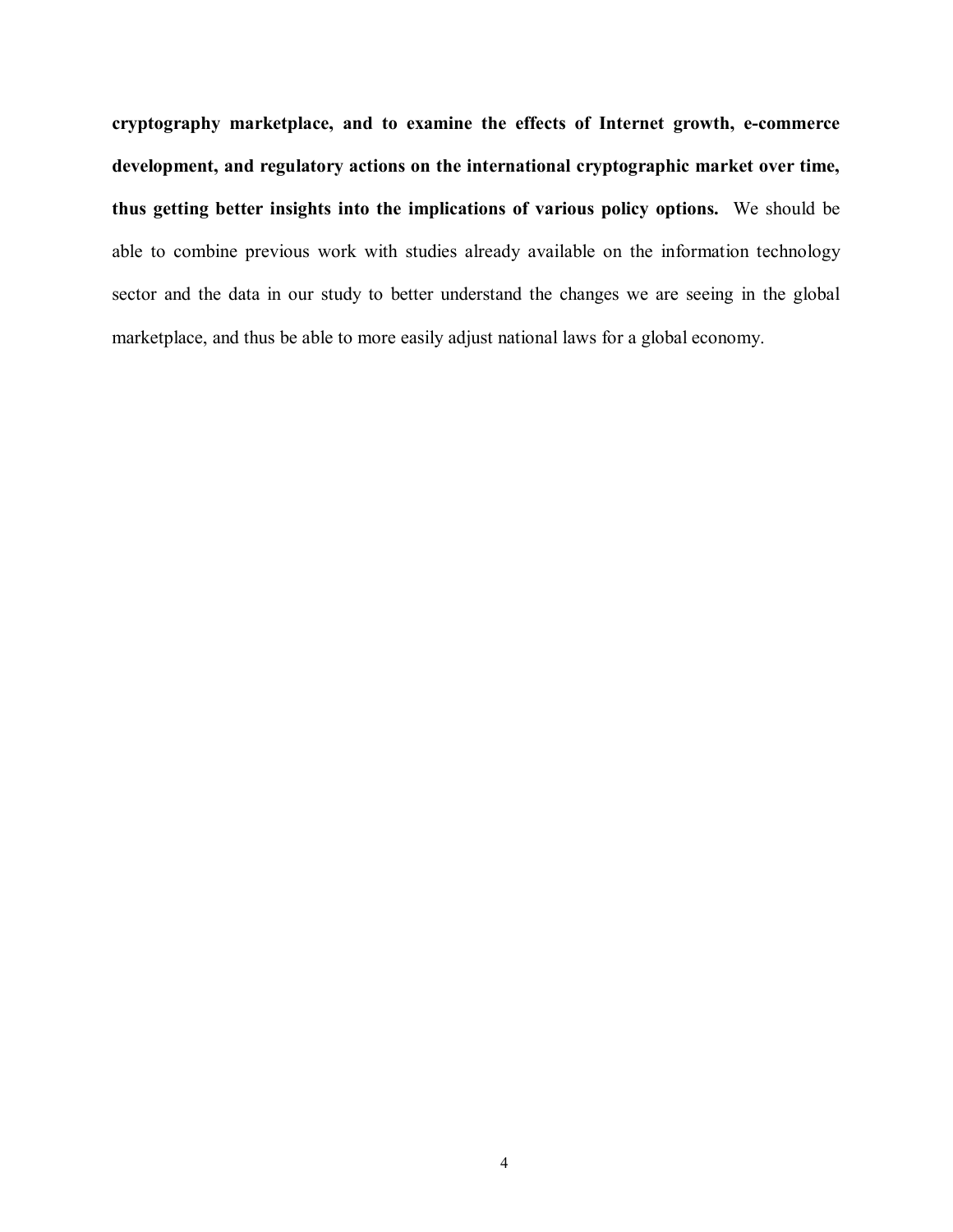**cryptography marketplace, and to examine the effects of Internet growth, e-commerce development, and regulatory actions on the international cryptographic market over time, thus getting better insights into the implications of various policy options.** We should be able to combine previous work with studies already available on the information technology sector and the data in our study to better understand the changes we are seeing in the global marketplace, and thus be able to more easily adjust national laws for a global economy.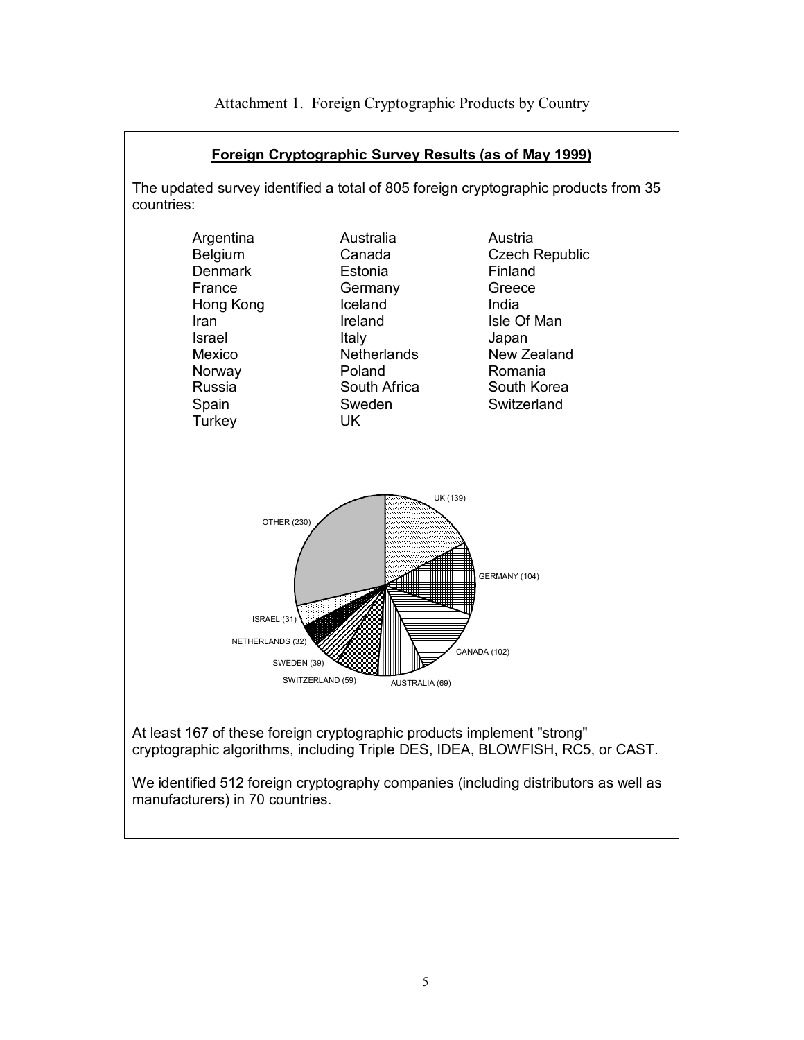Attachment 1. Foreign Cryptographic Products by Country

**Foreign Cryptographic Survey Results (as of May 1999)**

The updated survey identified a total of 805 foreign cryptographic products from 35 countries:

| | | |
|---|---|---|
| Argentina | Australia | Austria |
| Belgium | Canada | Czech Republic |
| Denmark | Estonia | Finland |
| France | Germany | Greece |
| Hong Kong | Iceland | India |
| Iran | Ireland | Isle Of Man |
| Israel | Italy | Japan |
| Mexico | Netherlands | New Zealand |
| Norway | Poland | Romania |
| Russia | South Africa | South Korea |
| Spain | Sweden | Switzerland |
| Turkey | UK | |

UK (139)
GERMANY (104)
CANADA (102)
AUSTRALIA (69)
SWITZERLAND (59)
SWEDEN (39)
NETHERLANDS (32)
ISRAEL (31)
OTHER (230)

At least 167 of these foreign cryptographic products implement "strong" cryptographic algorithms, including Triple DES, IDEA, BLOWFISH, RC5, or CAST.

We identified 512 foreign cryptography companies (including distributors as well as manufacturers) in 70 countries.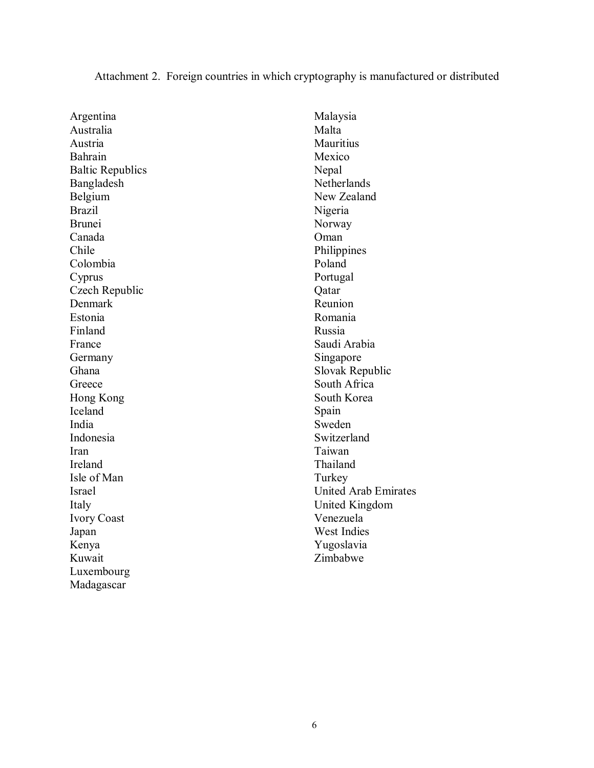Attachment 2. Foreign countries in which cryptography is manufactured or distributed

Argentina
Australia
Austria
Bahrain
Baltic Republics
Bangladesh
Belgium
Brazil
Brunei
Canada
Chile
Colombia
Cyprus
Czech Republic
Denmark
Estonia
Finland
France
Germany
Ghana
Greece
Hong Kong
Iceland
India
Indonesia
Iran
Ireland
Isle of Man
Israel
Italy
Ivory Coast
Japan
Kenya
Kuwait
Luxembourg
Madagascar
Malaysia
Malta
Mauritius
Mexico
Nepal
Netherlands
New Zealand
Nigeria
Norway
Oman
Philippines
Poland
Portugal
Qatar
Reunion
Romania
Russia
Saudi Arabia
Singapore
Slovak Republic
South Africa
South Korea
Spain
Sweden
Switzerland
Taiwan
Thailand
Turkey
United Arab Emirates
United Kingdom
Venezuela
West Indies
Yugoslavia
Zimbabwe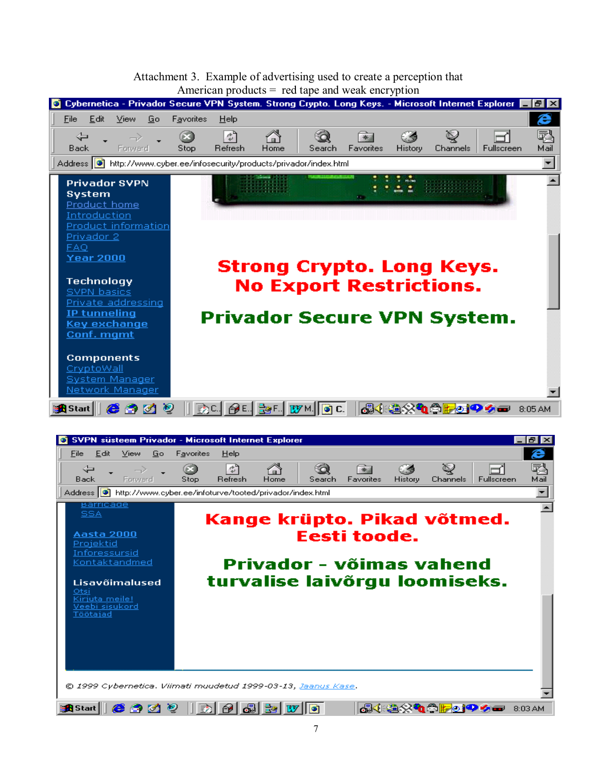Attachment 3. Example of advertising used to create a perception that American products = red tape and weak encryption

Cybernetica - Privador Secure VPN System. Strong Crypto. Long Keys. - Microsoft Internet Explorer

http://www.cyber.ee/infosecurity/products/privador/index.html

**Privador SVPN System**
Product home
Introduction
Product information
Privador 2
FAQ
Year 2000

**Technology**
SVPN basics
Private addressing
IP tunneling
Key exchange
Conf. mgmt

**Components**
CryptoWall
System Manager
Network Manager

**Strong Crypto. Long Keys.**
**No Export Restrictions.**

**Privador Secure VPN System.**

SVPN süsteem Privador - Microsoft Internet Explorer

http://www.cyber.ee/infoturve/tooted/privador/index.html

Barricade
SSA

Aasta 2000
Projektid
Inforessursid
Kontaktandmed

**Lisavõimalused**
Otsi
Kirjuta meile!
Veebi sisukord
Töötajad

**Kange krüpto. Pikad võtmed.**
**Eesti toode.**

**Privador – võimas vahend turvalise laivõrgu loomiseks.**

*© 1999 Cybernetica. Viimati muudetud 1999-03-13, Jaanus Kase.*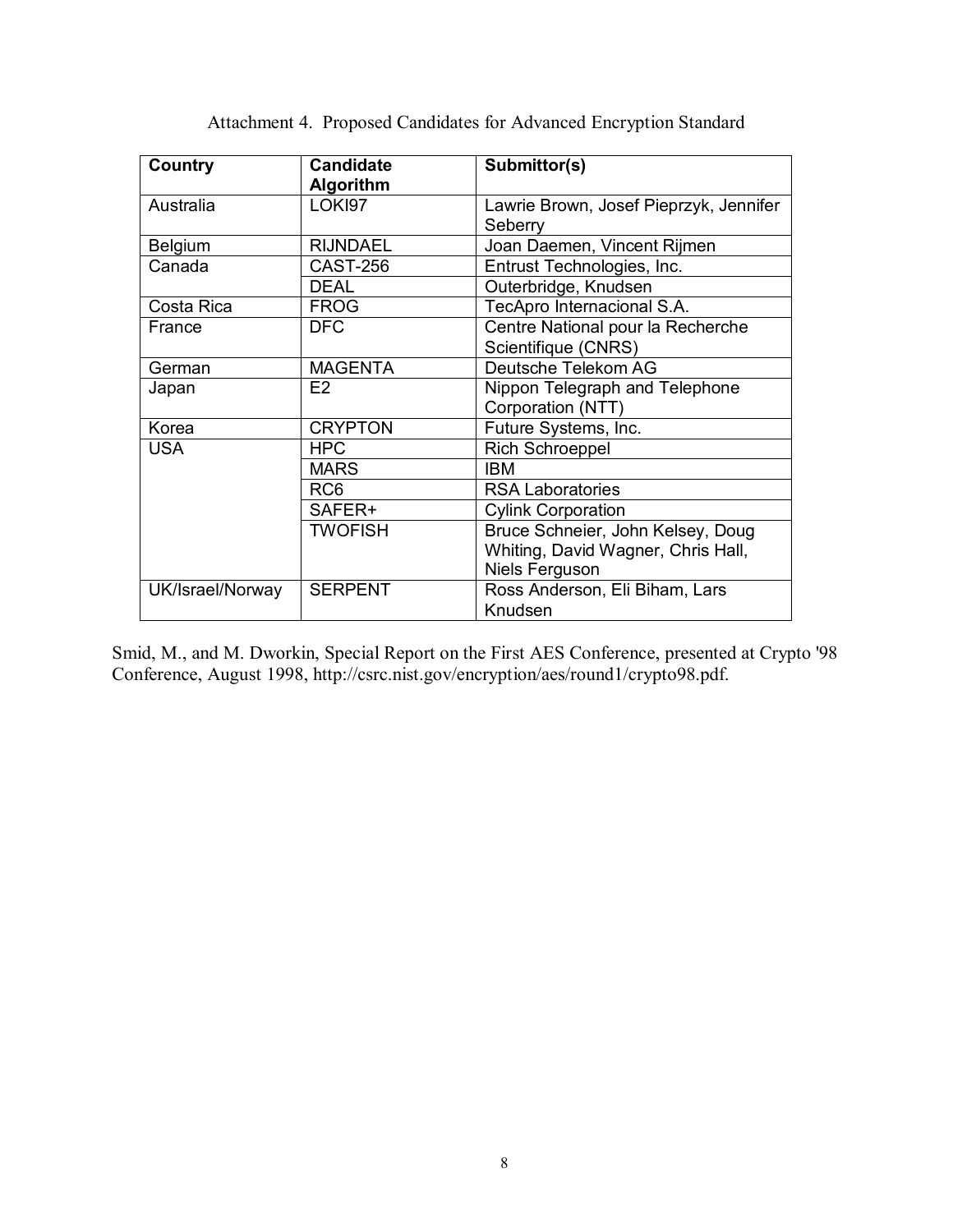Attachment 4. Proposed Candidates for Advanced Encryption Standard

| Country | Candidate Algorithm | Submittor(s) |
| --- | --- | --- |
| Australia | LOKI97 | Lawrie Brown, Josef Pieprzyk, Jennifer Seberry |
| Belgium | RIJNDAEL | Joan Daemen, Vincent Rijmen |
| Canada | CAST-256 | Entrust Technologies, Inc. |
| | DEAL | Outerbridge, Knudsen |
| Costa Rica | FROG | TecApro Internacional S.A. |
| France | DFC | Centre National pour la Recherche Scientifique (CNRS) |
| German | MAGENTA | Deutsche Telekom AG |
| Japan | E2 | Nippon Telegraph and Telephone Corporation (NTT) |
| Korea | CRYPTON | Future Systems, Inc. |
| USA | HPC | Rich Schroeppel |
| | MARS | IBM |
| | RC6 | RSA Laboratories |
| | SAFER+ | Cylink Corporation |
| | TWOFISH | Bruce Schneier, John Kelsey, Doug Whiting, David Wagner, Chris Hall, Niels Ferguson |
| UK/Israel/Norway | SERPENT | Ross Anderson, Eli Biham, Lars Knudsen |

Smid, M., and M. Dworkin, Special Report on the First AES Conference, presented at Crypto '98 Conference, August 1998, http://csrc.nist.gov/encryption/aes/round1/crypto98.pdf.